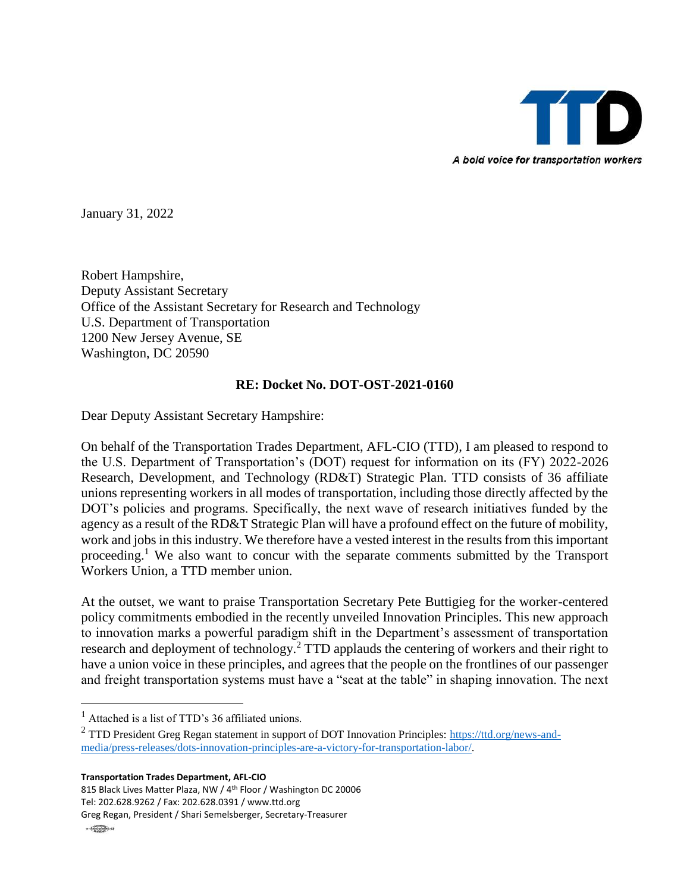TTD

*A bold voice for transportation workers*

January 31, 2022

Robert Hampshire,
Deputy Assistant Secretary
Office of the Assistant Secretary for Research and Technology
U.S. Department of Transportation
1200 New Jersey Avenue, SE
Washington, DC 20590

**RE: Docket No. DOT-OST-2021-0160**

Dear Deputy Assistant Secretary Hampshire:

On behalf of the Transportation Trades Department, AFL-CIO (TTD), I am pleased to respond to the U.S. Department of Transportation's (DOT) request for information on its (FY) 2022-2026 Research, Development, and Technology (RD&T) Strategic Plan. TTD consists of 36 affiliate unions representing workers in all modes of transportation, including those directly affected by the DOT's policies and programs. Specifically, the next wave of research initiatives funded by the agency as a result of the RD&T Strategic Plan will have a profound effect on the future of mobility, work and jobs in this industry. We therefore have a vested interest in the results from this important proceeding.[1] We also want to concur with the separate comments submitted by the Transport Workers Union, a TTD member union.

At the outset, we want to praise Transportation Secretary Pete Buttigieg for the worker-centered policy commitments embodied in the recently unveiled Innovation Principles. This new approach to innovation marks a powerful paradigm shift in the Department's assessment of transportation research and deployment of technology.[2] TTD applauds the centering of workers and their right to have a union voice in these principles, and agrees that the people on the frontlines of our passenger and freight transportation systems must have a "seat at the table" in shaping innovation. The next

---

[1] Attached is a list of TTD's 36 affiliated unions.

[2] TTD President Greg Regan statement in support of DOT Innovation Principles: https://ttd.org/news-and-media/press-releases/dots-innovation-principles-are-a-victory-for-transportation-labor/.

**Transportation Trades Department, AFL-CIO**
815 Black Lives Matter Plaza, NW / 4th Floor / Washington DC 20006
Tel: 202.628.9262 / Fax: 202.628.0391 / www.ttd.org
Greg Regan, President / Shari Semelsberger, Secretary-Treasurer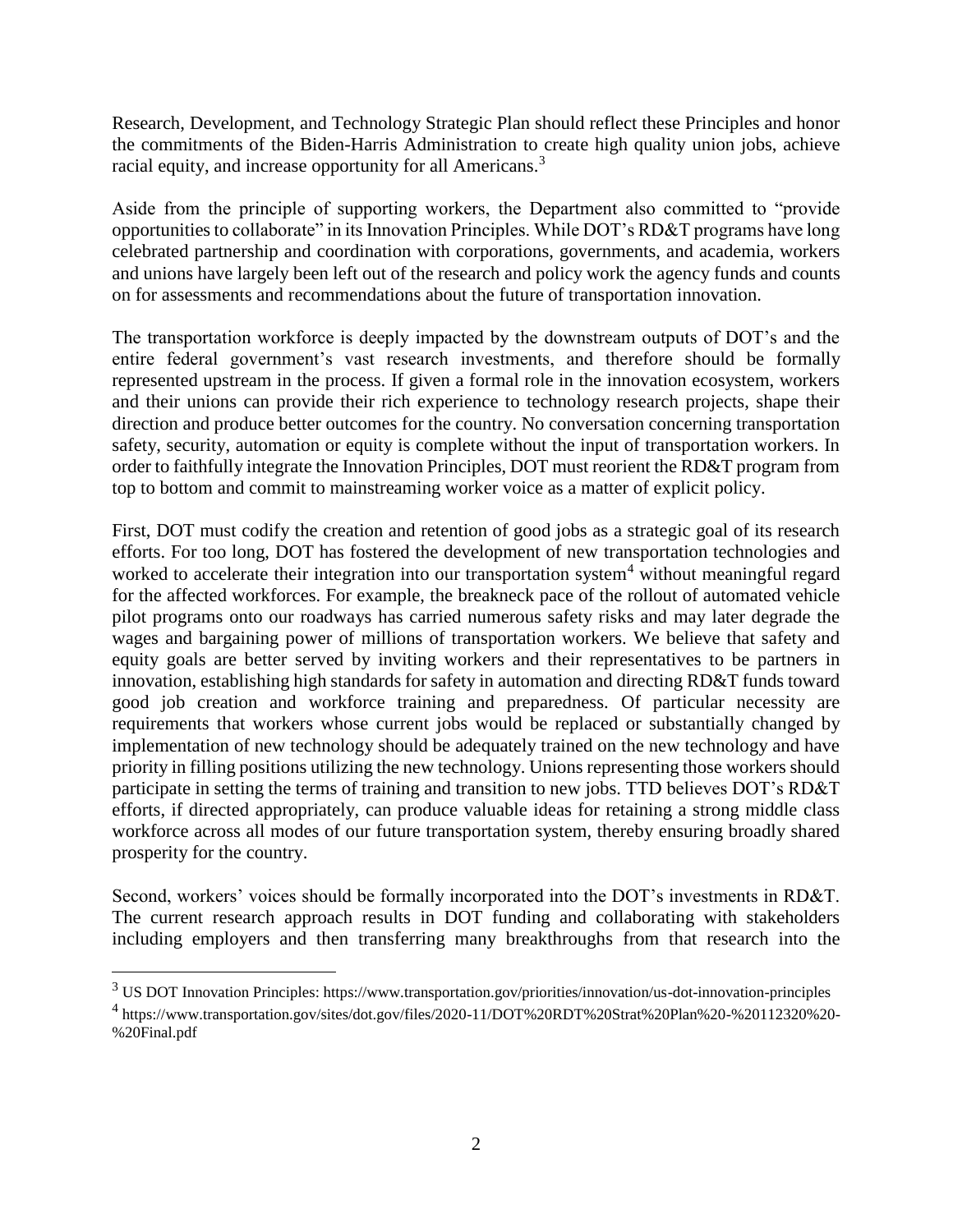Research, Development, and Technology Strategic Plan should reflect these Principles and honor the commitments of the Biden-Harris Administration to create high quality union jobs, achieve racial equity, and increase opportunity for all Americans.[3]

Aside from the principle of supporting workers, the Department also committed to "provide opportunities to collaborate" in its Innovation Principles. While DOT's RD&T programs have long celebrated partnership and coordination with corporations, governments, and academia, workers and unions have largely been left out of the research and policy work the agency funds and counts on for assessments and recommendations about the future of transportation innovation.

The transportation workforce is deeply impacted by the downstream outputs of DOT's and the entire federal government's vast research investments, and therefore should be formally represented upstream in the process. If given a formal role in the innovation ecosystem, workers and their unions can provide their rich experience to technology research projects, shape their direction and produce better outcomes for the country. No conversation concerning transportation safety, security, automation or equity is complete without the input of transportation workers. In order to faithfully integrate the Innovation Principles, DOT must reorient the RD&T program from top to bottom and commit to mainstreaming worker voice as a matter of explicit policy.

First, DOT must codify the creation and retention of good jobs as a strategic goal of its research efforts. For too long, DOT has fostered the development of new transportation technologies and worked to accelerate their integration into our transportation system[4] without meaningful regard for the affected workforces. For example, the breakneck pace of the rollout of automated vehicle pilot programs onto our roadways has carried numerous safety risks and may later degrade the wages and bargaining power of millions of transportation workers. We believe that safety and equity goals are better served by inviting workers and their representatives to be partners in innovation, establishing high standards for safety in automation and directing RD&T funds toward good job creation and workforce training and preparedness. Of particular necessity are requirements that workers whose current jobs would be replaced or substantially changed by implementation of new technology should be adequately trained on the new technology and have priority in filling positions utilizing the new technology. Unions representing those workers should participate in setting the terms of training and transition to new jobs. TTD believes DOT's RD&T efforts, if directed appropriately, can produce valuable ideas for retaining a strong middle class workforce across all modes of our future transportation system, thereby ensuring broadly shared prosperity for the country.

Second, workers' voices should be formally incorporated into the DOT's investments in RD&T. The current research approach results in DOT funding and collaborating with stakeholders including employers and then transferring many breakthroughs from that research into the

---

[3] US DOT Innovation Principles: https://www.transportation.gov/priorities/innovation/us-dot-innovation-principles

[4] https://www.transportation.gov/sites/dot.gov/files/2020-11/DOT%20RDT%20Strat%20Plan%20-%20112320%20-%20Final.pdf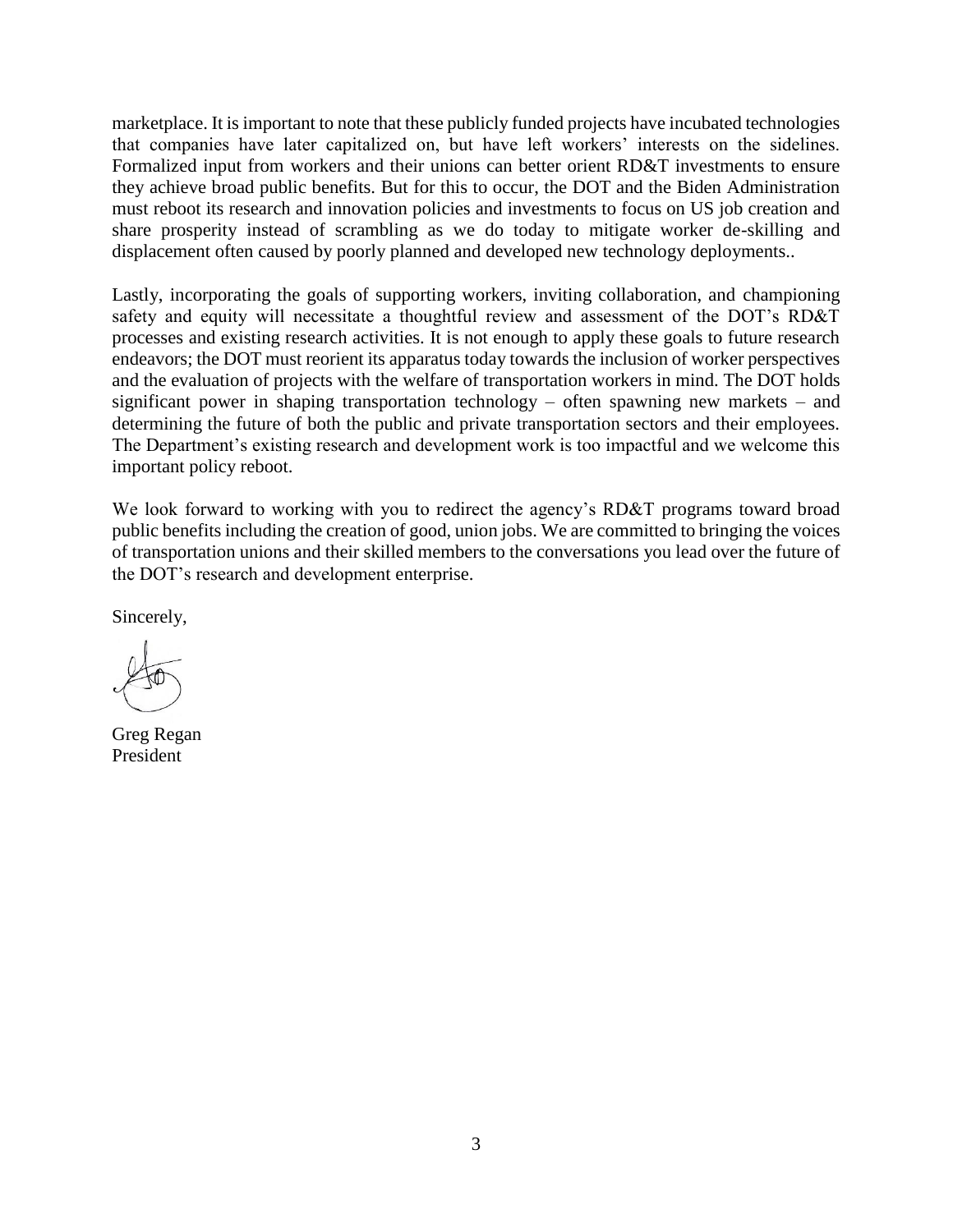marketplace. It is important to note that these publicly funded projects have incubated technologies that companies have later capitalized on, but have left workers' interests on the sidelines. Formalized input from workers and their unions can better orient RD&T investments to ensure they achieve broad public benefits. But for this to occur, the DOT and the Biden Administration must reboot its research and innovation policies and investments to focus on US job creation and share prosperity instead of scrambling as we do today to mitigate worker de-skilling and displacement often caused by poorly planned and developed new technology deployments..

Lastly, incorporating the goals of supporting workers, inviting collaboration, and championing safety and equity will necessitate a thoughtful review and assessment of the DOT's RD&T processes and existing research activities. It is not enough to apply these goals to future research endeavors; the DOT must reorient its apparatus today towards the inclusion of worker perspectives and the evaluation of projects with the welfare of transportation workers in mind. The DOT holds significant power in shaping transportation technology – often spawning new markets – and determining the future of both the public and private transportation sectors and their employees. The Department's existing research and development work is too impactful and we welcome this important policy reboot.

We look forward to working with you to redirect the agency's RD&T programs toward broad public benefits including the creation of good, union jobs. We are committed to bringing the voices of transportation unions and their skilled members to the conversations you lead over the future of the DOT's research and development enterprise.

Sincerely,

Greg Regan
President